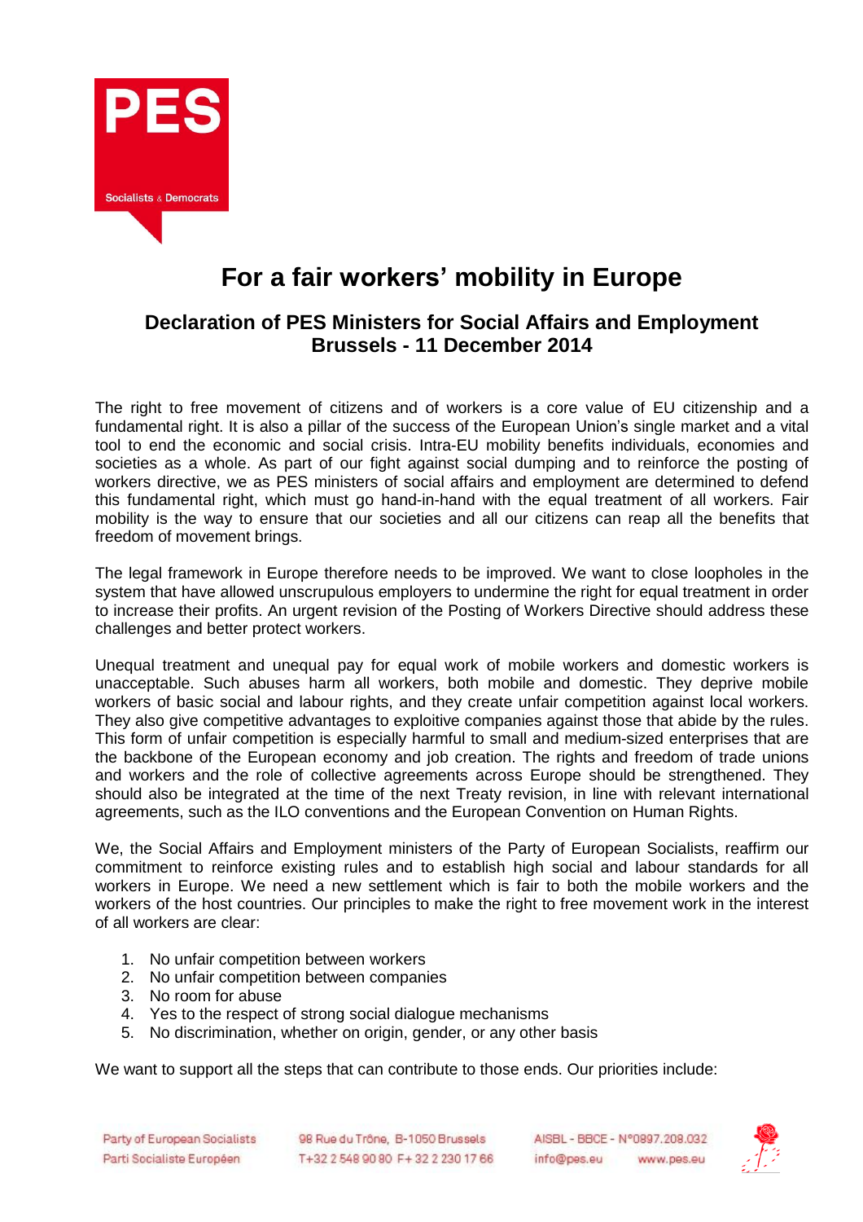# For a fair workers' mobility in Europe

## Declaration of PES Ministers for Social Affairs and Employment
## Brussels - 11 December 2014

The right to free movement of citizens and of workers is a core value of EU citizenship and a fundamental right. It is also a pillar of the success of the European Union's single market and a vital tool to end the economic and social crisis. Intra-EU mobility benefits individuals, economies and societies as a whole. As part of our fight against social dumping and to reinforce the posting of workers directive, we as PES ministers of social affairs and employment are determined to defend this fundamental right, which must go hand-in-hand with the equal treatment of all workers. Fair mobility is the way to ensure that our societies and all our citizens can reap all the benefits that freedom of movement brings.

The legal framework in Europe therefore needs to be improved. We want to close loopholes in the system that have allowed unscrupulous employers to undermine the right for equal treatment in order to increase their profits. An urgent revision of the Posting of Workers Directive should address these challenges and better protect workers.

Unequal treatment and unequal pay for equal work of mobile workers and domestic workers is unacceptable. Such abuses harm all workers, both mobile and domestic. They deprive mobile workers of basic social and labour rights, and they create unfair competition against local workers. They also give competitive advantages to exploitive companies against those that abide by the rules. This form of unfair competition is especially harmful to small and medium-sized enterprises that are the backbone of the European economy and job creation. The rights and freedom of trade unions and workers and the role of collective agreements across Europe should be strengthened. They should also be integrated at the time of the next Treaty revision, in line with relevant international agreements, such as the ILO conventions and the European Convention on Human Rights.

We, the Social Affairs and Employment ministers of the Party of European Socialists, reaffirm our commitment to reinforce existing rules and to establish high social and labour standards for all workers in Europe. We need a new settlement which is fair to both the mobile workers and the workers of the host countries. Our principles to make the right to free movement work in the interest of all workers are clear:

1. No unfair competition between workers
2. No unfair competition between companies
3. No room for abuse
4. Yes to the respect of strong social dialogue mechanisms
5. No discrimination, whether on origin, gender, or any other basis

We want to support all the steps that can contribute to those ends. Our priorities include: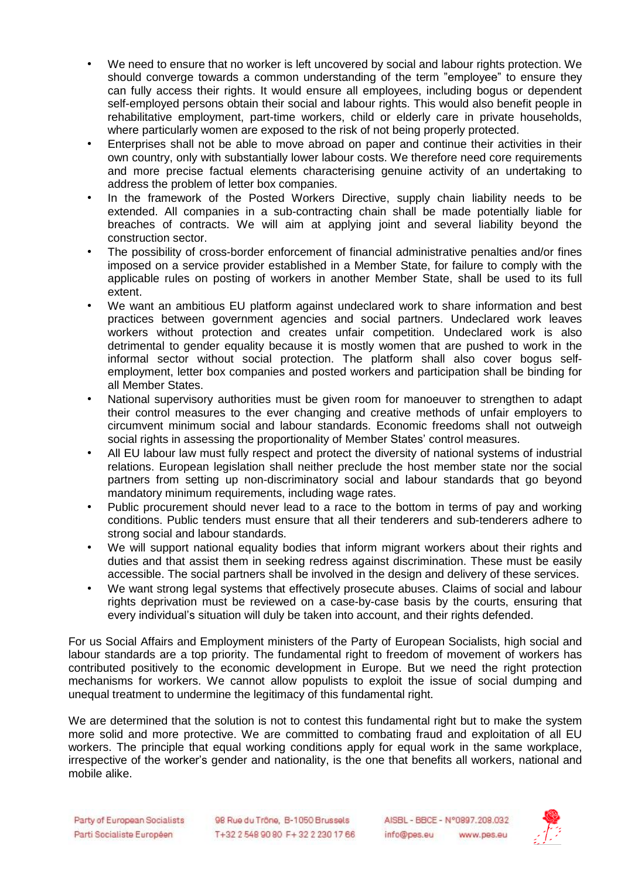- We need to ensure that no worker is left uncovered by social and labour rights protection. We should converge towards a common understanding of the term "employee" to ensure they can fully access their rights. It would ensure all employees, including bogus or dependent self-employed persons obtain their social and labour rights. This would also benefit people in rehabilitative employment, part-time workers, child or elderly care in private households, where particularly women are exposed to the risk of not being properly protected.
- Enterprises shall not be able to move abroad on paper and continue their activities in their own country, only with substantially lower labour costs. We therefore need core requirements and more precise factual elements characterising genuine activity of an undertaking to address the problem of letter box companies.
- In the framework of the Posted Workers Directive, supply chain liability needs to be extended. All companies in a sub-contracting chain shall be made potentially liable for breaches of contracts. We will aim at applying joint and several liability beyond the construction sector.
- The possibility of cross-border enforcement of financial administrative penalties and/or fines imposed on a service provider established in a Member State, for failure to comply with the applicable rules on posting of workers in another Member State, shall be used to its full extent.
- We want an ambitious EU platform against undeclared work to share information and best practices between government agencies and social partners. Undeclared work leaves workers without protection and creates unfair competition. Undeclared work is also detrimental to gender equality because it is mostly women that are pushed to work in the informal sector without social protection. The platform shall also cover bogus self-employment, letter box companies and posted workers and participation shall be binding for all Member States.
- National supervisory authorities must be given room for manoeuver to strengthen to adapt their control measures to the ever changing and creative methods of unfair employers to circumvent minimum social and labour standards. Economic freedoms shall not outweigh social rights in assessing the proportionality of Member States' control measures.
- All EU labour law must fully respect and protect the diversity of national systems of industrial relations. European legislation shall neither preclude the host member state nor the social partners from setting up non-discriminatory social and labour standards that go beyond mandatory minimum requirements, including wage rates.
- Public procurement should never lead to a race to the bottom in terms of pay and working conditions. Public tenders must ensure that all their tenderers and sub-tenderers adhere to strong social and labour standards.
- We will support national equality bodies that inform migrant workers about their rights and duties and that assist them in seeking redress against discrimination. These must be easily accessible. The social partners shall be involved in the design and delivery of these services.
- We want strong legal systems that effectively prosecute abuses. Claims of social and labour rights deprivation must be reviewed on a case-by-case basis by the courts, ensuring that every individual's situation will duly be taken into account, and their rights defended.

For us Social Affairs and Employment ministers of the Party of European Socialists, high social and labour standards are a top priority. The fundamental right to freedom of movement of workers has contributed positively to the economic development in Europe. But we need the right protection mechanisms for workers. We cannot allow populists to exploit the issue of social dumping and unequal treatment to undermine the legitimacy of this fundamental right.

We are determined that the solution is not to contest this fundamental right but to make the system more solid and more protective. We are committed to combating fraud and exploitation of all EU workers. The principle that equal working conditions apply for equal work in the same workplace, irrespective of the worker's gender and nationality, is the one that benefits all workers, national and mobile alike.